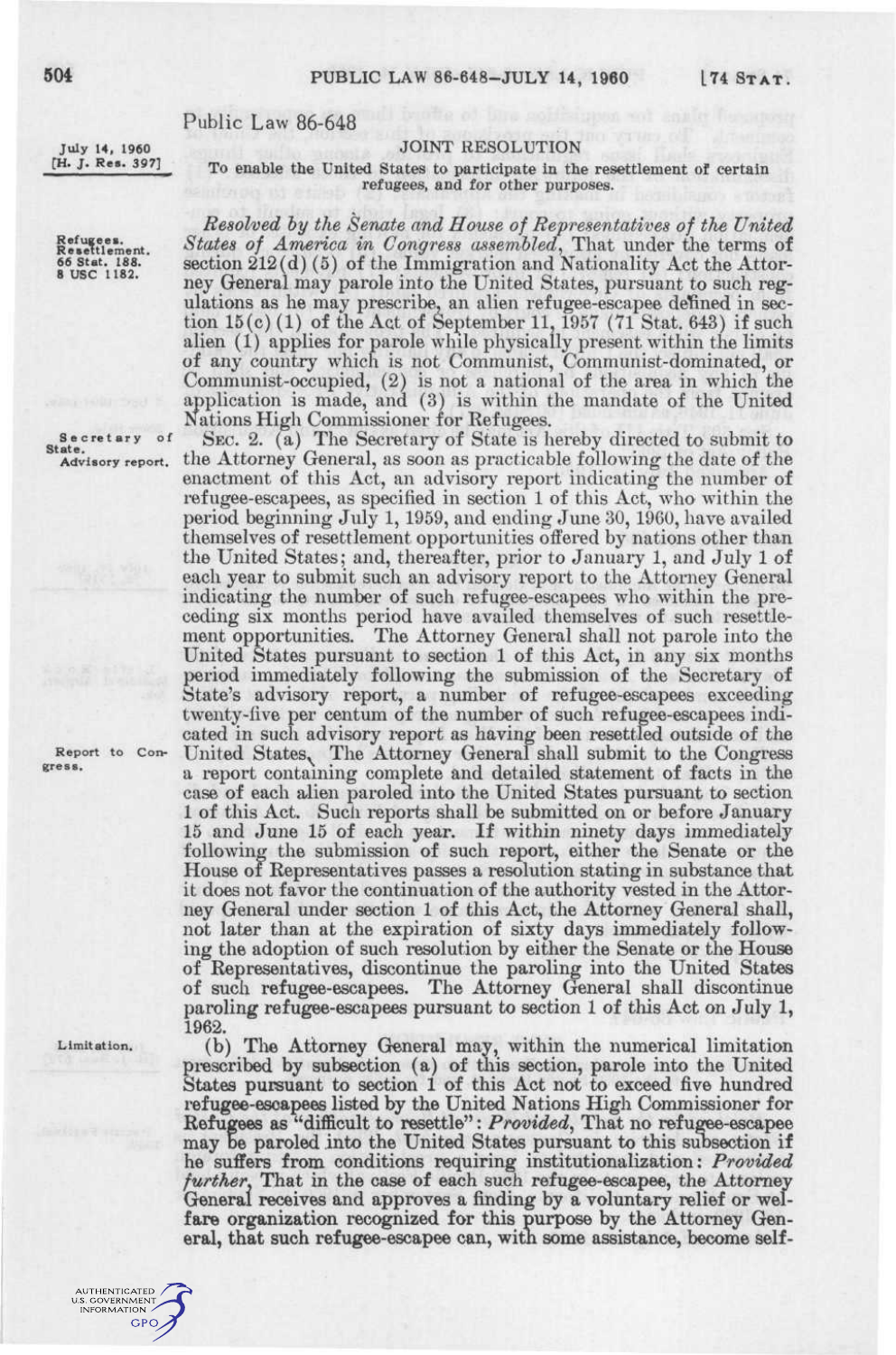Public Law 86-648

July 14, 1960
[H. J. Res. 397]

# JOINT RESOLUTION

To enable the United States to participate in the resettlement of certain refugees, and for other purposes.

Refugees. Resettlement. 66 Stat. 188. 8 USC 1182.

*Resolved by the Senate and House of Representatives of the United States of America in Congress assembled*, That under the terms of section 212(d)(5) of the Immigration and Nationality Act the Attorney General may parole into the United States, pursuant to such regulations as he may prescribe, an alien refugee-escapee defined in section 15(c)(1) of the Act of September 11, 1957 (71 Stat. 643) if such alien (1) applies for parole while physically present within the limits of any country which is not Communist, Communist-dominated, or Communist-occupied, (2) is not a national of the area in which the application is made, and (3) is within the mandate of the United Nations High Commissioner for Refugees.

Secretary of State. Advisory report.

SEC. 2. (a) The Secretary of State is hereby directed to submit to the Attorney General, as soon as practicable following the date of the enactment of this Act, an advisory report indicating the number of refugee-escapees, as specified in section 1 of this Act, who within the period beginning July 1, 1959, and ending June 30, 1960, have availed themselves of resettlement opportunities offered by nations other than the United States; and, thereafter, prior to January 1, and July 1 of each year to submit such an advisory report to the Attorney General indicating the number of such refugee-escapees who within the preceding six months period have availed themselves of such resettlement opportunities. The Attorney General shall not parole into the United States pursuant to section 1 of this Act, in any six months period immediately following the submission of the Secretary of State's advisory report, a number of refugee-escapees exceeding twenty-five per centum of the number of such refugee-escapees indicated in such advisory report as having been resettled outside of the United States. The Attorney General shall submit to the Congress a report containing complete and detailed statement of facts in the case of each alien paroled into the United States pursuant to section 1 of this Act. Such reports shall be submitted on or before January 15 and June 15 of each year. If within ninety days immediately following the submission of such report, either the Senate or the House of Representatives passes a resolution stating in substance that it does not favor the continuation of the authority vested in the Attorney General under section 1 of this Act, the Attorney General shall, not later than at the expiration of sixty days immediately following the adoption of such resolution by either the Senate or the House of Representatives, discontinue the paroling into the United States of such refugee-escapees. The Attorney General shall discontinue paroling refugee-escapees pursuant to section 1 of this Act on July 1, 1962.

Report to Congress.

Limitation.

(b) The Attorney General may, within the numerical limitation prescribed by subsection (a) of this section, parole into the United States pursuant to section 1 of this Act not to exceed five hundred refugee-escapees listed by the United Nations High Commissioner for Refugees as "difficult to resettle": *Provided*, That no refugee-escapee may be paroled into the United States pursuant to this subsection if he suffers from conditions requiring institutionalization: *Provided further*, That in the case of each such refugee-escapee, the Attorney General receives and approves a finding by a voluntary relief or welfare organization recognized for this purpose by the Attorney General, that such refugee-escapee can, with some assistance, become self-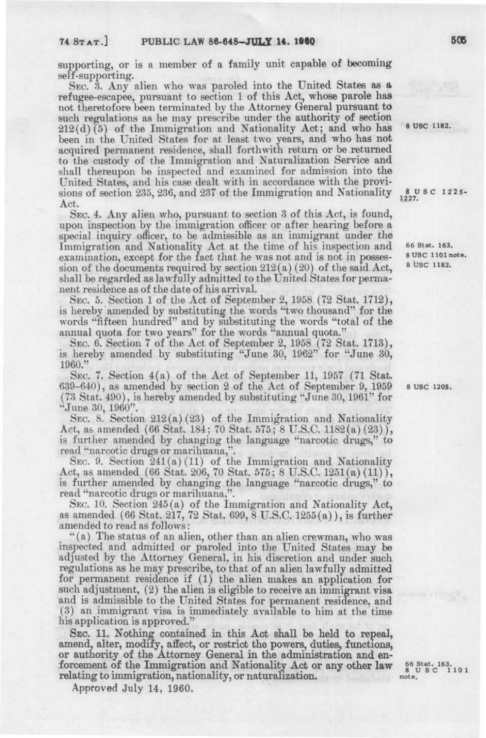supporting, or is a member of a family unit capable of becoming self-supporting.

SEC. 3. Any alien who was paroled into the United States as a refugee-escapee, pursuant to section 1 of this Act, whose parole has not theretofore been terminated by the Attorney General pursuant to such regulations as he may prescribe under the authority of section 212(d)(5) of the Immigration and Nationality Act; and who has been in the United States for at least two years, and who has not acquired permanent residence, shall forthwith return or be returned to the custody of the Immigration and Naturalization Service and shall thereupon be inspected and examined for admission into the United States, and his case dealt with in accordance with the provisions of section 235, 236, and 237 of the Immigration and Nationality Act.

8 USC 1182.

8 USC 1225-1227.

SEC. 4. Any alien who, pursuant to section 3 of this Act, is found, upon inspection by the immigration officer or after hearing before a special inquiry officer, to be admissible as an immigrant under the Immigration and Nationality Act at the time of his inspection and examination, except for the fact that he was not and is not in possession of the documents required by section 212(a)(20) of the said Act, shall be regarded as lawfully admitted to the United States for permanent residence as of the date of his arrival.

66 Stat. 163.
8 USC 1101 note.
8 USC 1182.

SEC. 5. Section 1 of the Act of September 2, 1958 (72 Stat. 1712), is hereby amended by substituting the words "two thousand" for the words "fifteen hundred" and by substituting the words "total of the annual quota for two years" for the words "annual quota."

SEC. 6. Section 7 of the Act of September 2, 1958 (72 Stat. 1713), is hereby amended by substituting "June 30, 1962" for "June 30, 1960."

SEC. 7. Section 4(a) of the Act of September 11, 1957 (71 Stat. 639–640), as amended by section 2 of the Act of September 9, 1959 (73 Stat. 490), is hereby amended by substituting "June 30, 1961" for "June 30, 1960".

8 USC 1205.

SEC. 8. Section 212(a)(23) of the Immigration and Nationality Act, as amended (66 Stat. 184; 70 Stat. 575; 8 U.S.C. 1182(a)(23)), is further amended by changing the language "narcotic drugs," to read "narcotic drugs or marihuana,".

SEC. 9. Section 241(a)(11) of the Immigration and Nationality Act, as amended (66 Stat. 206, 70 Stat. 575; 8 U.S.C. 1251(a)(11)), is further amended by changing the language "narcotic drugs," to read "narcotic drugs or marihuana,".

SEC. 10. Section 245(a) of the Immigration and Nationality Act, as amended (66 Stat. 217, 72 Stat. 699, 8 U.S.C. 1255(a)), is further amended to read as follows:

"(a) The status of an alien, other than an alien crewman, who was inspected and admitted or paroled into the United States may be adjusted by the Attorney General, in his discretion and under such regulations as he may prescribe, to that of an alien lawfully admitted for permanent residence if (1) the alien makes an application for such adjustment, (2) the alien is eligible to receive an immigrant visa and is admissible to the United States for permanent residence, and (3) an immigrant visa is immediately available to him at the time his application is approved."

SEC. 11. Nothing contained in this Act shall be held to repeal, amend, alter, modify, affect, or restrict the powers, duties, functions, or authority of the Attorney General in the administration and enforcement of the Immigration and Nationality Act or any other law relating to immigration, nationality, or naturalization.

66 Stat. 163.
8 USC 1101 note.

Approved July 14, 1960.